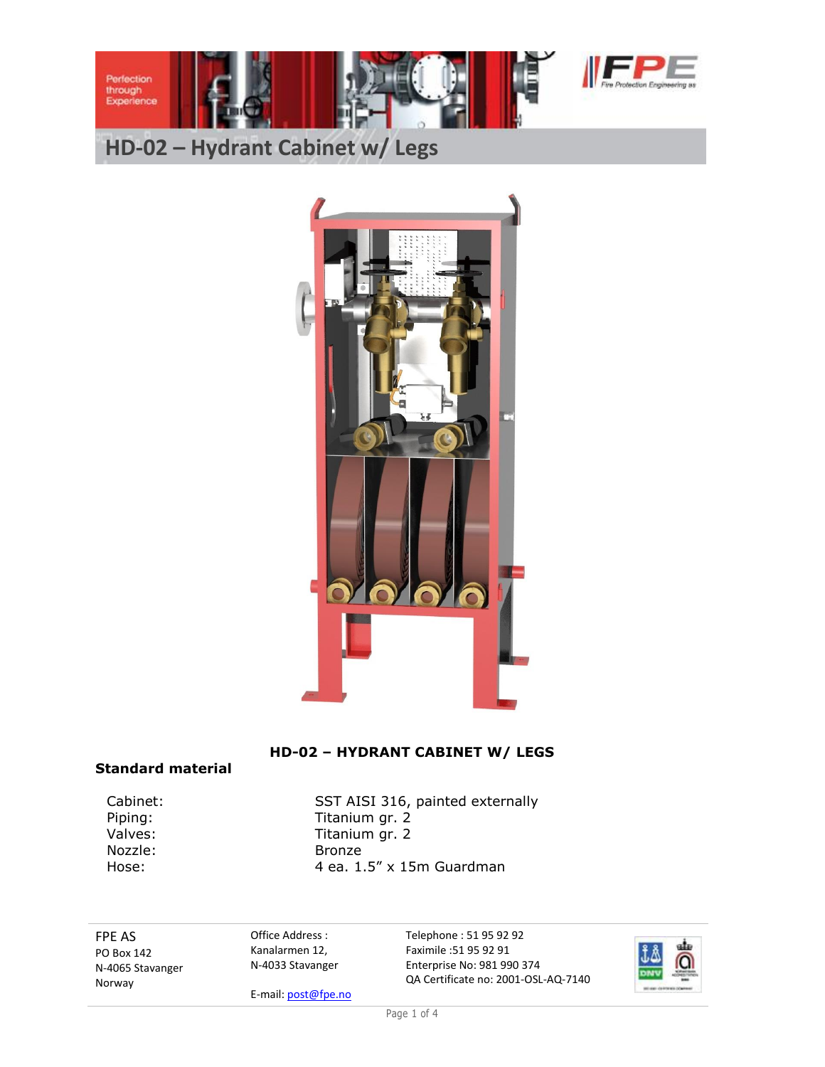# HD-02 – Hydrant Cabinet w/ Legs

**HD-02 – HYDRANT CABINET W/ LEGS**

## Standard material

| | |
|---|---|
| Cabinet: | SST AISI 316, painted externally |
| Piping: | Titanium gr. 2 |
| Valves: | Titanium gr. 2 |
| Nozzle: | Bronze |
| Hose: | 4 ea. 1.5" x 15m Guardman |

FPE AS
PO Box 142
N-4065 Stavanger
Norway

Office Address :
Kanalarmen 12,
N-4033 Stavanger

E-mail: post@fpe.no

Telephone : 51 95 92 92
Faximile :51 95 92 91
Enterprise No: 981 990 374
QA Certificate no: 2001-OSL-AQ-7140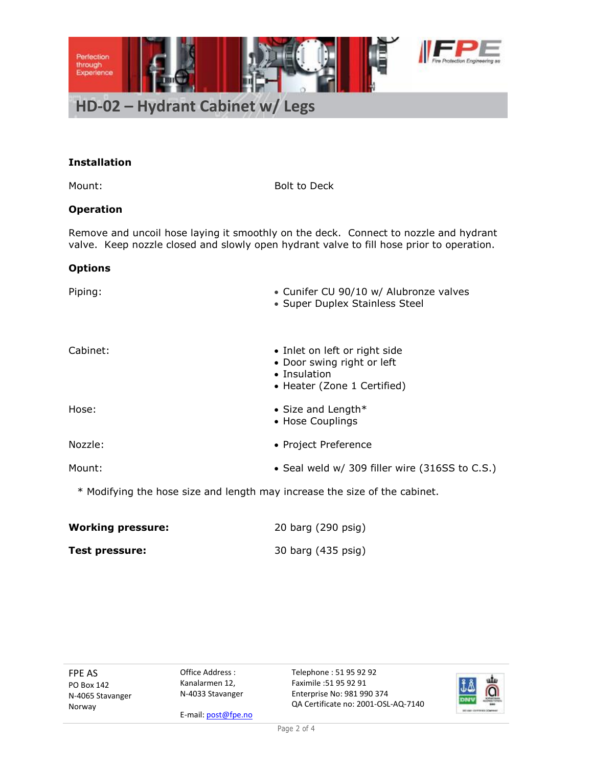# HD-02 – Hydrant Cabinet w/ Legs

**Installation**

| | |
|---|---|
| Mount: | Bolt to Deck |

**Operation**

Remove and uncoil hose laying it smoothly on the deck. Connect to nozzle and hydrant valve. Keep nozzle closed and slowly open hydrant valve to fill hose prior to operation.

**Options**

| | |
|---|---|
| Piping: | • Cunifer CU 90/10 w/ Alubronze valves<br>• Super Duplex Stainless Steel |
| Cabinet: | • Inlet on left or right side<br>• Door swing right or left<br>• Insulation<br>• Heater (Zone 1 Certified) |
| Hose: | • Size and Length*<br>• Hose Couplings |
| Nozzle: | • Project Preference |
| Mount: | • Seal weld w/ 309 filler wire (316SS to C.S.) |

\* Modifying the hose size and length may increase the size of the cabinet.

| | |
|---|---|
| **Working pressure:** | 20 barg (290 psig) |
| **Test pressure:** | 30 barg (435 psig) |

FPE AS
PO Box 142
N-4065 Stavanger
Norway

Office Address :
Kanalarmen 12,
N-4033 Stavanger

E-mail: post@fpe.no

Telephone : 51 95 92 92
Faximile :51 95 92 91
Enterprise No: 981 990 374
QA Certificate no: 2001-OSL-AQ-7140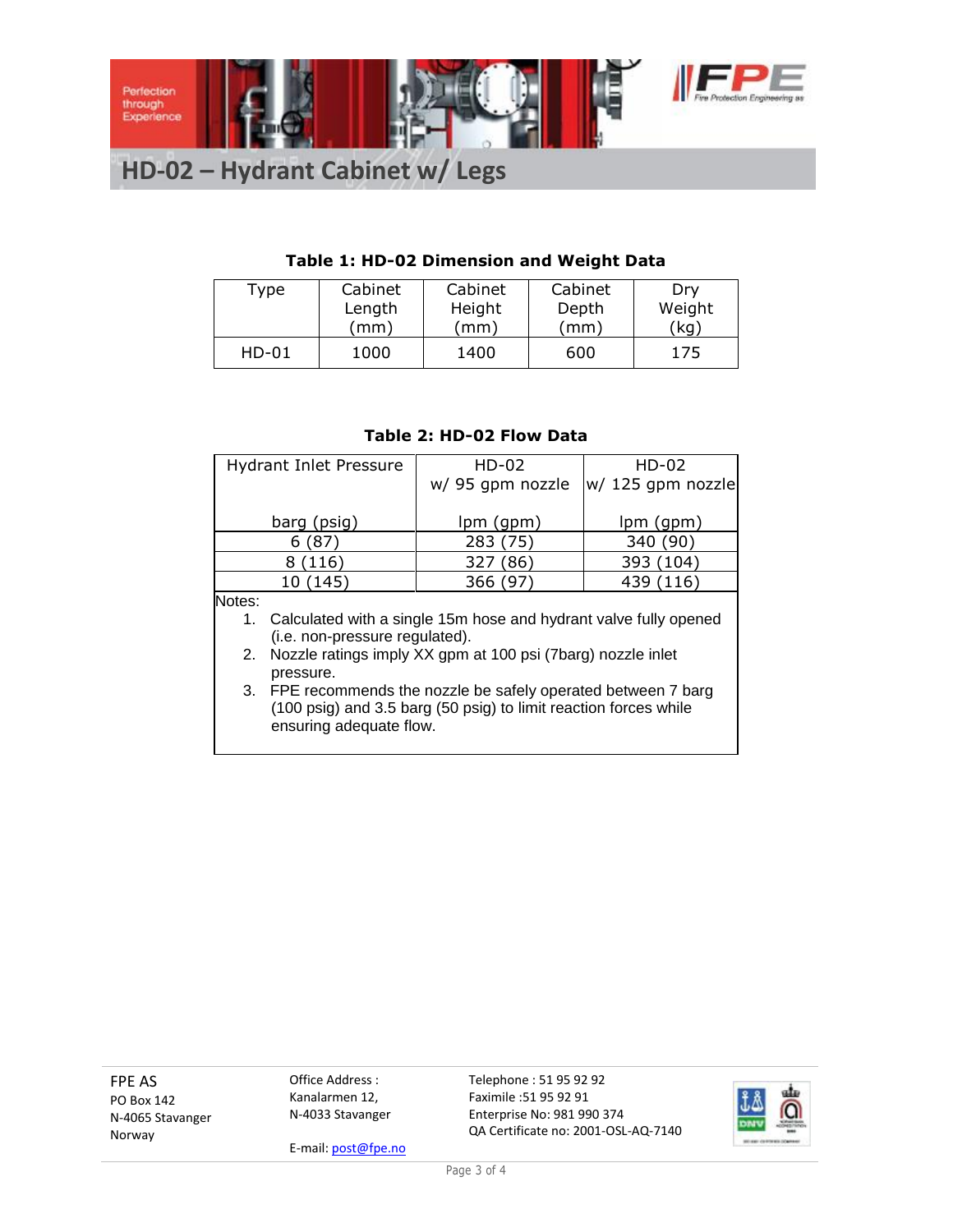# HD-02 – Hydrant Cabinet w/ Legs

**Table 1: HD-02 Dimension and Weight Data**

| Type | Cabinet Length (mm) | Cabinet Height (mm) | Cabinet Depth (mm) | Dry Weight (kg) |
|---|---|---|---|---|
| HD-01 | 1000 | 1400 | 600 | 175 |

**Table 2: HD-02 Flow Data**

| Hydrant Inlet Pressure | HD-02 w/ 95 gpm nozzle | HD-02 w/ 125 gpm nozzle |
|---|---|---|
| barg (psig) | lpm (gpm) | lpm (gpm) |
| 6 (87) | 283 (75) | 340 (90) |
| 8 (116) | 327 (86) | 393 (104) |
| 10 (145) | 366 (97) | 439 (116) |

Notes:

1. Calculated with a single 15m hose and hydrant valve fully opened (i.e. non-pressure regulated).
2. Nozzle ratings imply XX gpm at 100 psi (7barg) nozzle inlet pressure.
3. FPE recommends the nozzle be safely operated between 7 barg (100 psig) and 3.5 barg (50 psig) to limit reaction forces while ensuring adequate flow.

FPE AS
PO Box 142
N-4065 Stavanger
Norway

Office Address :
Kanalarmen 12,
N-4033 Stavanger

E-mail: post@fpe.no

Telephone : 51 95 92 92
Faximile :51 95 92 91
Enterprise No: 981 990 374
QA Certificate no: 2001-OSL-AQ-7140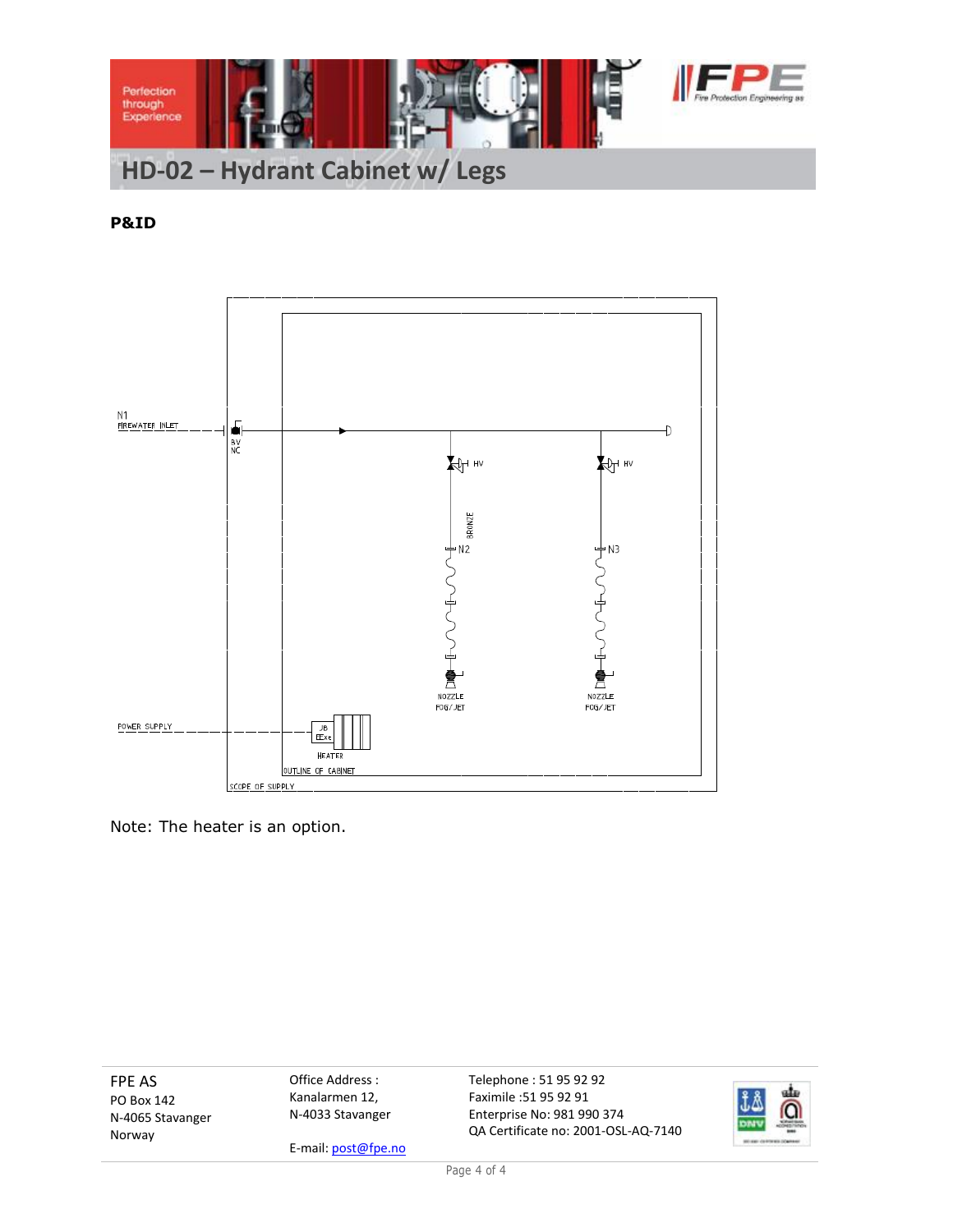# HD-02 – Hydrant Cabinet w/ Legs

**P&ID**

N1
FIREWATER INLET

BV
NC

HV

HV

BRONZE

N2

N3

NOZZLE
FOG/JET

NOZZLE
FOG/JET

POWER SUPPLY

JB
EEx

HEATER

OUTLINE OF CABINET

SCOPE OF SUPPLY

Note: The heater is an option.

FPE AS
PO Box 142
N-4065 Stavanger
Norway

Office Address :
Kanalarmen 12,
N-4033 Stavanger

E-mail: post@fpe.no

Telephone : 51 95 92 92
Faximile :51 95 92 91
Enterprise No: 981 990 374
QA Certificate no: 2001-OSL-AQ-7140